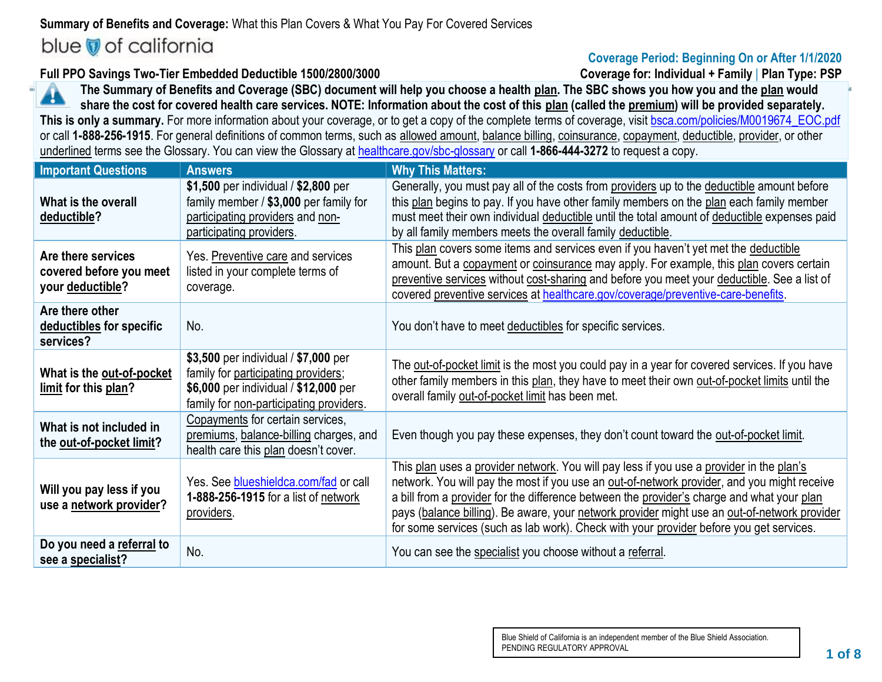**Summary of Benefits and Coverage:** What this Plan Covers & What You Pay For Covered Services

blue of california

**Coverage Period: Beginning On or After 1/1/2020**

**Full PPO Savings Two-Tier Embedded Deductible 1500/2800/3000**

**Coverage for: Individual + Family | Plan Type: PSP**

**The Summary of Benefits and Coverage (SBC) document will help you choose a health plan. The SBC shows you how you and the plan would share the cost for covered health care services. NOTE: Information about the cost of this plan (called the premium) will be provided separately.**
**This is only a summary.** For more information about your coverage, or to get a copy of the complete terms of coverage, visit bsca.com/policies/M0019674_EOC.pdf or call **1-888-256-1915**. For general definitions of common terms, such as allowed amount, balance billing, coinsurance, copayment, deductible, provider, or other underlined terms see the Glossary. You can view the Glossary at healthcare.gov/sbc-glossary or call **1-866-444-3272** to request a copy.

| Important Questions | Answers | Why This Matters: |
|---|---|---|
| **What is the overall deductible?** | **$1,500** per individual / **$2,800** per family member / **$3,000** per family for participating providers and non-participating providers. | Generally, you must pay all of the costs from providers up to the deductible amount before this plan begins to pay. If you have other family members on the plan each family member must meet their own individual deductible until the total amount of deductible expenses paid by all family members meets the overall family deductible. |
| **Are there services covered before you meet your deductible?** | Yes. Preventive care and services listed in your complete terms of coverage. | This plan covers some items and services even if you haven't yet met the deductible amount. But a copayment or coinsurance may apply. For example, this plan covers certain preventive services without cost-sharing and before you meet your deductible. See a list of covered preventive services at healthcare.gov/coverage/preventive-care-benefits. |
| **Are there other deductibles for specific services?** | No. | You don't have to meet deductibles for specific services. |
| **What is the out-of-pocket limit for this plan?** | **$3,500** per individual / **$7,000** per family for participating providers; **$6,000** per individual / **$12,000** per family for non-participating providers. | The out-of-pocket limit is the most you could pay in a year for covered services. If you have other family members in this plan, they have to meet their own out-of-pocket limits until the overall family out-of-pocket limit has been met. |
| **What is not included in the out-of-pocket limit?** | Copayments for certain services, premiums, balance-billing charges, and health care this plan doesn't cover. | Even though you pay these expenses, they don't count toward the out-of-pocket limit. |
| **Will you pay less if you use a network provider?** | Yes. See blueshieldca.com/fad or call **1-888-256-1915** for a list of network providers. | This plan uses a provider network. You will pay less if you use a provider in the plan's network. You will pay the most if you use an out-of-network provider, and you might receive a bill from a provider for the difference between the provider's charge and what your plan pays (balance billing). Be aware, your network provider might use an out-of-network provider for some services (such as lab work). Check with your provider before you get services. |
| **Do you need a referral to see a specialist?** | No. | You can see the specialist you choose without a referral. |

Blue Shield of California is an independent member of the Blue Shield Association.
PENDING REGULATORY APPROVAL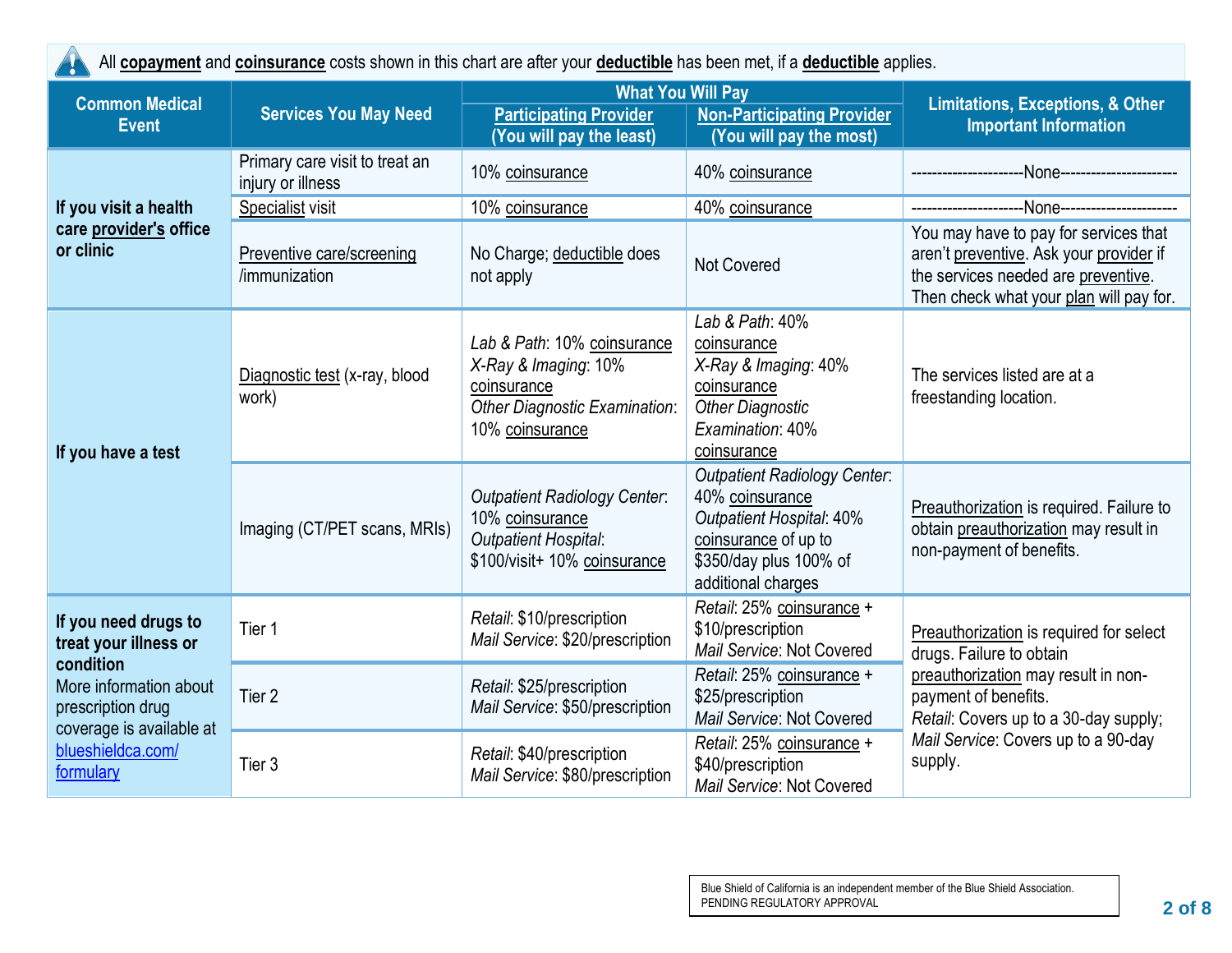All **copayment** and **coinsurance** costs shown in this chart are after your **deductible** has been met, if a **deductible** applies.

| Common Medical Event | Services You May Need | What You Will Pay | | Limitations, Exceptions, & Other Important Information |
|---|---|---|---|---|
| | | Participating Provider (You will pay the least) | Non-Participating Provider (You will pay the most) | |
| **If you visit a health care provider's office or clinic** | Primary care visit to treat an injury or illness | 10% coinsurance | 40% coinsurance | ---------------------None---------------------- |
| | Specialist visit | 10% coinsurance | 40% coinsurance | ---------------------None---------------------- |
| | Preventive care/screening /immunization | No Charge; deductible does not apply | Not Covered | You may have to pay for services that aren't preventive. Ask your provider if the services needed are preventive. Then check what your plan will pay for. |
| **If you have a test** | Diagnostic test (x-ray, blood work) | *Lab & Path*: 10% coinsurance<br>*X-Ray & Imaging*: 10% coinsurance<br>*Other Diagnostic Examination*: 10% coinsurance | *Lab & Path*: 40% coinsurance<br>*X-Ray & Imaging*: 40% coinsurance<br>*Other Diagnostic Examination*: 40% coinsurance | The services listed are at a freestanding location. |
| | Imaging (CT/PET scans, MRIs) | *Outpatient Radiology Center*: 10% coinsurance<br>*Outpatient Hospital*: $100/visit+ 10% coinsurance | *Outpatient Radiology Center*: 40% coinsurance<br>*Outpatient Hospital*: 40% coinsurance of up to $350/day plus 100% of additional charges | Preauthorization is required. Failure to obtain preauthorization may result in non-payment of benefits. |
| **If you need drugs to treat your illness or condition**<br>More information about prescription drug coverage is available at [blueshieldca.com/formulary](blueshieldca.com/formulary) | Tier 1 | *Retail*: $10/prescription<br>*Mail Service*: $20/prescription | *Retail*: 25% coinsurance + $10/prescription<br>*Mail Service*: Not Covered | Preauthorization is required for select drugs. Failure to obtain preauthorization may result in non-payment of benefits.<br>*Retail*: Covers up to a 30-day supply; *Mail Service*: Covers up to a 90-day supply. |
| | Tier 2 | *Retail*: $25/prescription<br>*Mail Service*: $50/prescription | *Retail*: 25% coinsurance + $25/prescription<br>*Mail Service*: Not Covered | |
| | Tier 3 | *Retail*: $40/prescription<br>*Mail Service*: $80/prescription | *Retail*: 25% coinsurance + $40/prescription<br>*Mail Service*: Not Covered | |

Blue Shield of California is an independent member of the Blue Shield Association.
PENDING REGULATORY APPROVAL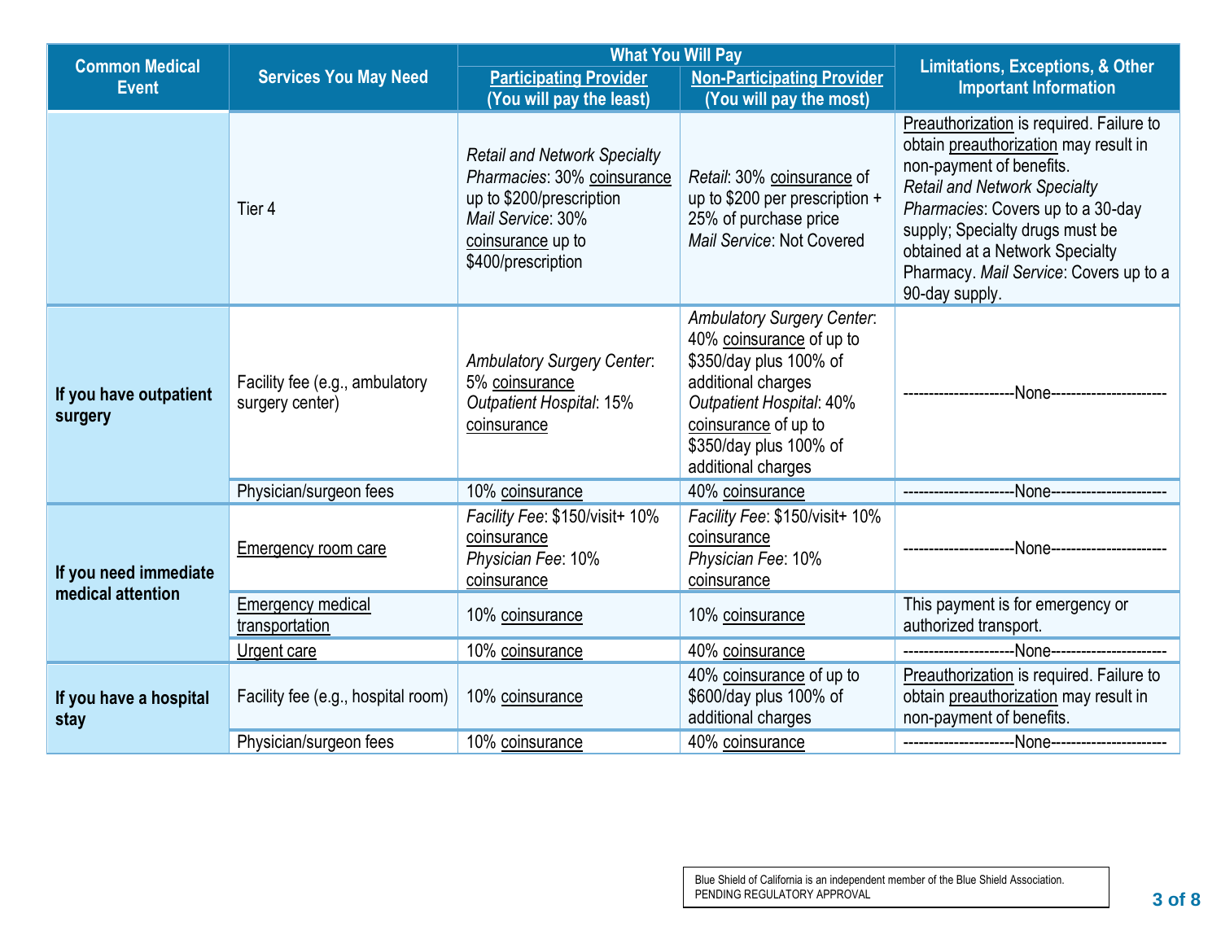| Common Medical Event | Services You May Need | What You Will Pay | | Limitations, Exceptions, & Other Important Information |
|---|---|---|---|---|
| | | Participating Provider (You will pay the least) | Non-Participating Provider (You will pay the most) | |
| | Tier 4 | *Retail and Network Specialty Pharmacies*: 30% coinsurance up to $200/prescription *Mail Service*: 30% coinsurance up to $400/prescription | *Retail*: 30% coinsurance of up to $200 per prescription + 25% of purchase price *Mail Service*: Not Covered | Preauthorization is required. Failure to obtain preauthorization may result in non-payment of benefits. *Retail and Network Specialty Pharmacies*: Covers up to a 30-day supply; Specialty drugs must be obtained at a Network Specialty Pharmacy. *Mail Service*: Covers up to a 90-day supply. |
| **If you have outpatient surgery** | Facility fee (e.g., ambulatory surgery center) | *Ambulatory Surgery Center*: 5% coinsurance *Outpatient Hospital*: 15% coinsurance | *Ambulatory Surgery Center*: 40% coinsurance of up to $350/day plus 100% of additional charges *Outpatient Hospital*: 40% coinsurance of up to $350/day plus 100% of additional charges | ---------------------None---------------------- |
| | Physician/surgeon fees | 10% coinsurance | 40% coinsurance | ---------------------None---------------------- |
| **If you need immediate medical attention** | Emergency room care | *Facility Fee*: $150/visit+ 10% coinsurance *Physician Fee*: 10% coinsurance | *Facility Fee*: $150/visit+ 10% coinsurance *Physician Fee*: 10% coinsurance | ---------------------None---------------------- |
| | Emergency medical transportation | 10% coinsurance | 10% coinsurance | This payment is for emergency or authorized transport. |
| | Urgent care | 10% coinsurance | 40% coinsurance | ---------------------None---------------------- |
| **If you have a hospital stay** | Facility fee (e.g., hospital room) | 10% coinsurance | 40% coinsurance of up to $600/day plus 100% of additional charges | Preauthorization is required. Failure to obtain preauthorization may result in non-payment of benefits. |
| | Physician/surgeon fees | 10% coinsurance | 40% coinsurance | ---------------------None---------------------- |

Blue Shield of California is an independent member of the Blue Shield Association.
PENDING REGULATORY APPROVAL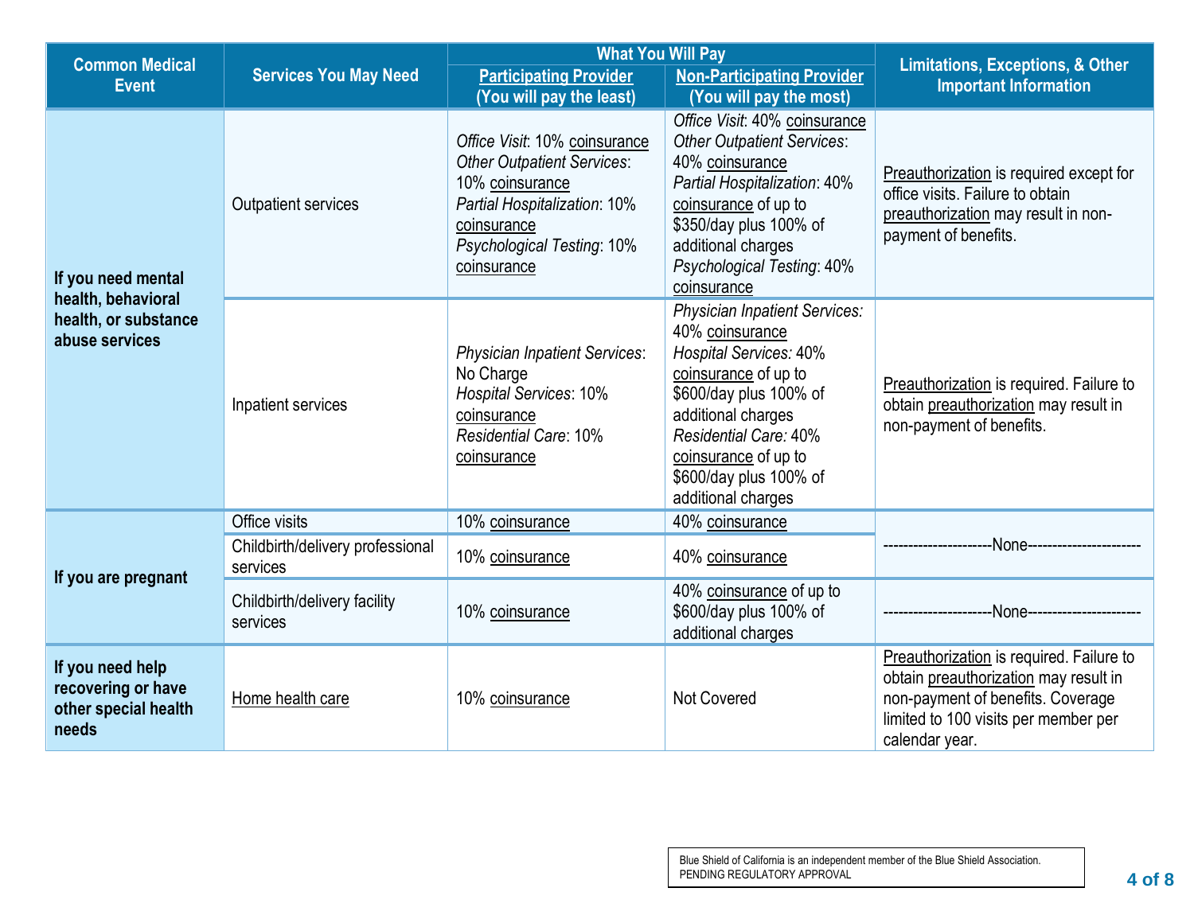| Common Medical Event | Services You May Need | What You Will Pay | | Limitations, Exceptions, & Other Important Information |
|---|---|---|---|---|
| | | Participating Provider (You will pay the least) | Non-Participating Provider (You will pay the most) | |
| If you need mental health, behavioral health, or substance abuse services | Outpatient services | *Office Visit*: 10% coinsurance<br>*Other Outpatient Services*: 10% coinsurance<br>*Partial Hospitalization*: 10% coinsurance<br>*Psychological Testing*: 10% coinsurance | *Office Visit*: 40% coinsurance<br>*Other Outpatient Services*: 40% coinsurance<br>*Partial Hospitalization*: 40% coinsurance of up to $350/day plus 100% of additional charges<br>*Psychological Testing*: 40% coinsurance | Preauthorization is required except for office visits. Failure to obtain preauthorization may result in non-payment of benefits. |
| | Inpatient services | *Physician Inpatient Services*: No Charge<br>*Hospital Services*: 10% coinsurance<br>*Residential Care*: 10% coinsurance | *Physician Inpatient Services:* 40% coinsurance<br>*Hospital Services:* 40% coinsurance of up to $600/day plus 100% of additional charges<br>*Residential Care:* 40% coinsurance of up to $600/day plus 100% of additional charges | Preauthorization is required. Failure to obtain preauthorization may result in non-payment of benefits. |
| If you are pregnant | Office visits | 10% coinsurance | 40% coinsurance | ----------------------None---------------------- |
| | Childbirth/delivery professional services | 10% coinsurance | 40% coinsurance | |
| | Childbirth/delivery facility services | 10% coinsurance | 40% coinsurance of up to $600/day plus 100% of additional charges | ----------------------None---------------------- |
| If you need help recovering or have other special health needs | Home health care | 10% coinsurance | Not Covered | Preauthorization is required. Failure to obtain preauthorization may result in non-payment of benefits. Coverage limited to 100 visits per member per calendar year. |

Blue Shield of California is an independent member of the Blue Shield Association.
PENDING REGULATORY APPROVAL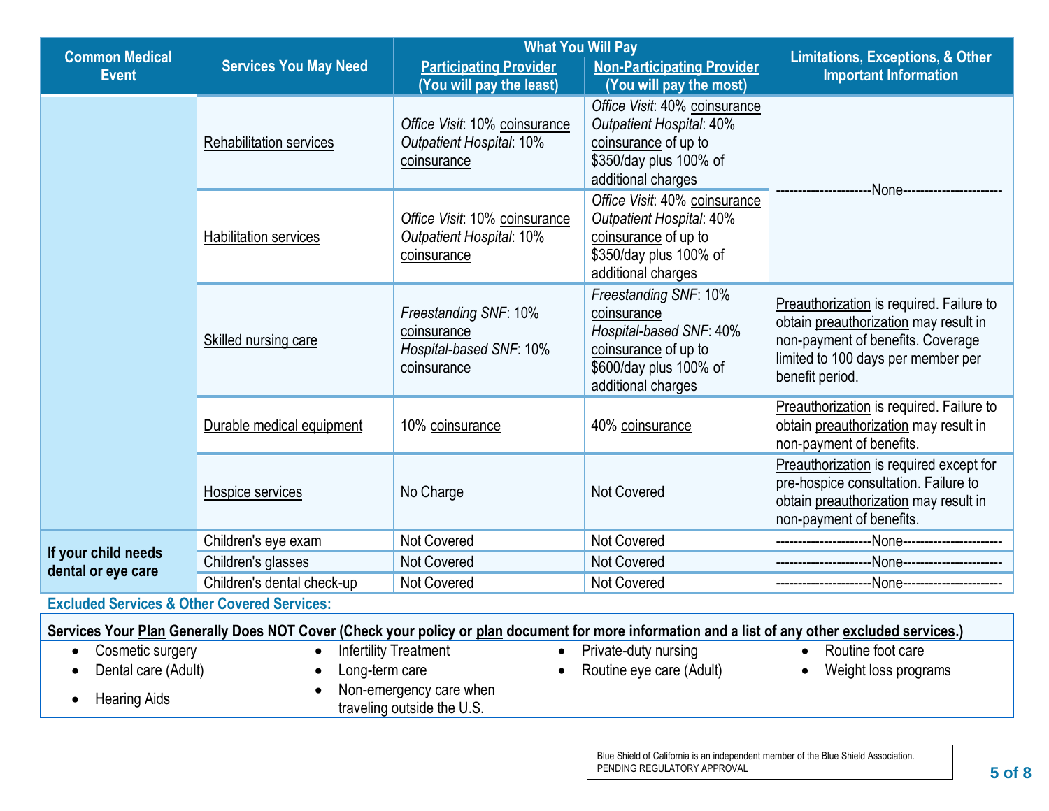| Common Medical Event | Services You May Need | What You Will Pay | | Limitations, Exceptions, & Other Important Information |
|---|---|---|---|---|
| | | Participating Provider (You will pay the least) | Non-Participating Provider (You will pay the most) | |
| | Rehabilitation services | *Office Visit*: 10% coinsurance *Outpatient Hospital*: 10% coinsurance | *Office Visit*: 40% coinsurance *Outpatient Hospital*: 40% coinsurance of up to $350/day plus 100% of additional charges | ---------------------None---------------------- |
| | Habilitation services | *Office Visit*: 10% coinsurance *Outpatient Hospital*: 10% coinsurance | *Office Visit*: 40% coinsurance *Outpatient Hospital*: 40% coinsurance of up to $350/day plus 100% of additional charges | |
| | Skilled nursing care | *Freestanding SNF*: 10% coinsurance *Hospital-based SNF*: 10% coinsurance | *Freestanding SNF*: 10% coinsurance *Hospital-based SNF*: 40% coinsurance of up to $600/day plus 100% of additional charges | Preauthorization is required. Failure to obtain preauthorization may result in non-payment of benefits. Coverage limited to 100 days per member per benefit period. |
| | Durable medical equipment | 10% coinsurance | 40% coinsurance | Preauthorization is required. Failure to obtain preauthorization may result in non-payment of benefits. |
| | Hospice services | No Charge | Not Covered | Preauthorization is required except for pre-hospice consultation. Failure to obtain preauthorization may result in non-payment of benefits. |
| **If your child needs dental or eye care** | Children's eye exam | Not Covered | Not Covered | ---------------------None---------------------- |
| | Children's glasses | Not Covered | Not Covered | ---------------------None---------------------- |
| | Children's dental check-up | Not Covered | Not Covered | ---------------------None---------------------- |

**Excluded Services & Other Covered Services:**

**Services Your Plan Generally Does NOT Cover (Check your policy or plan document for more information and a list of any other excluded services.)**

- Cosmetic surgery
- Dental care (Adult)
- Hearing Aids
- Infertility Treatment
- Long-term care
- Non-emergency care when traveling outside the U.S.
- Private-duty nursing
- Routine eye care (Adult)
- Routine foot care
- Weight loss programs

Blue Shield of California is an independent member of the Blue Shield Association.
PENDING REGULATORY APPROVAL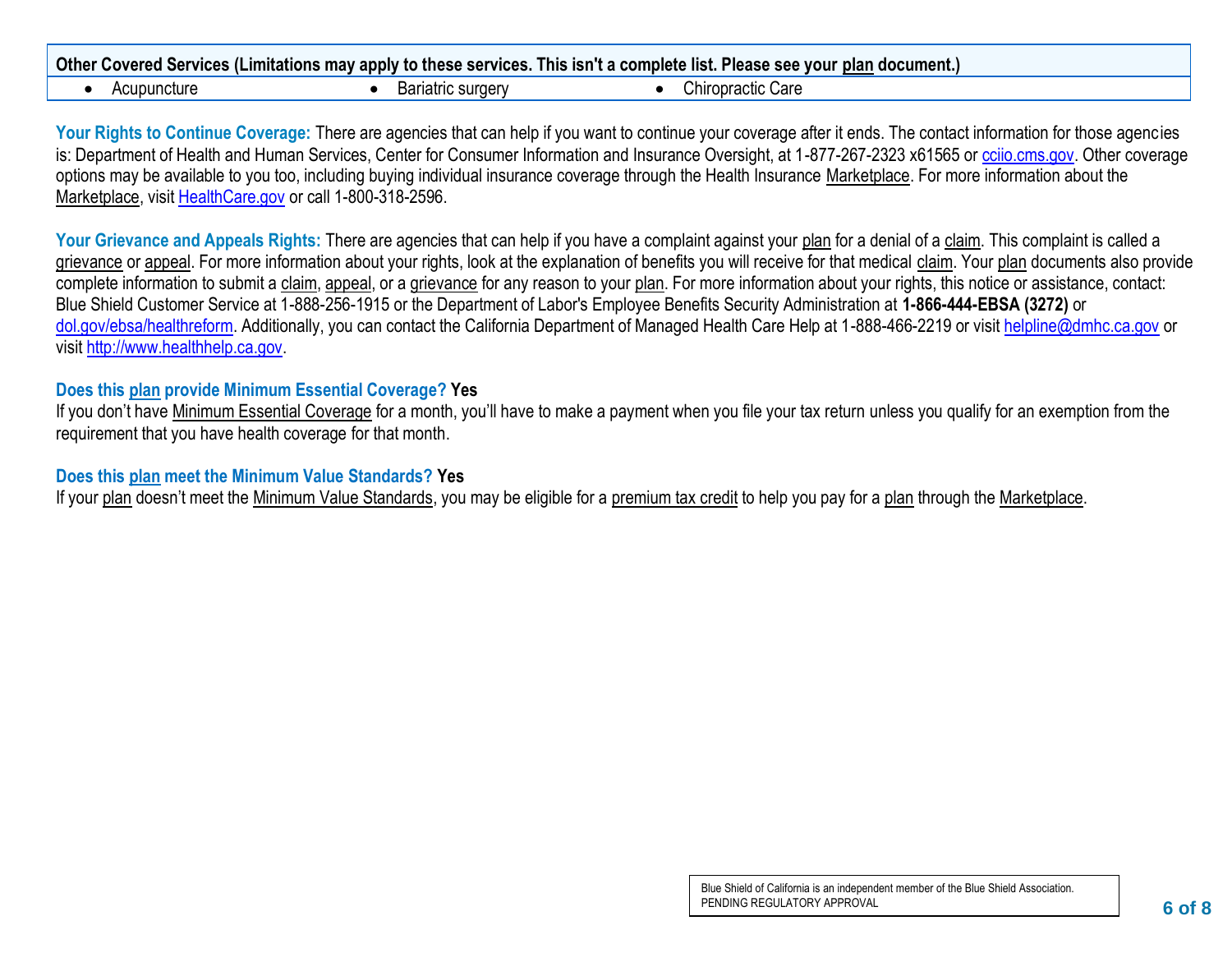| Other Covered Services (Limitations may apply to these services. This isn't a complete list. Please see your plan document.) | | |
| --- | --- | --- |
| • Acupuncture | • Bariatric surgery | • Chiropractic Care |

**Your Rights to Continue Coverage:** There are agencies that can help if you want to continue your coverage after it ends. The contact information for those agencies is: Department of Health and Human Services, Center for Consumer Information and Insurance Oversight, at 1-877-267-2323 x61565 or cciio.cms.gov. Other coverage options may be available to you too, including buying individual insurance coverage through the Health Insurance Marketplace. For more information about the Marketplace, visit HealthCare.gov or call 1-800-318-2596.

**Your Grievance and Appeals Rights:** There are agencies that can help if you have a complaint against your plan for a denial of a claim. This complaint is called a grievance or appeal. For more information about your rights, look at the explanation of benefits you will receive for that medical claim. Your plan documents also provide complete information to submit a claim, appeal, or a grievance for any reason to your plan. For more information about your rights, this notice or assistance, contact: Blue Shield Customer Service at 1-888-256-1915 or the Department of Labor's Employee Benefits Security Administration at **1-866-444-EBSA (3272)** or dol.gov/ebsa/healthreform. Additionally, you can contact the California Department of Managed Health Care Help at 1-888-466-2219 or visit helpline@dmhc.ca.gov or visit http://www.healthhelp.ca.gov.

**Does this plan provide Minimum Essential Coverage? Yes**

If you don't have Minimum Essential Coverage for a month, you'll have to make a payment when you file your tax return unless you qualify for an exemption from the requirement that you have health coverage for that month.

**Does this plan meet the Minimum Value Standards? Yes**

If your plan doesn't meet the Minimum Value Standards, you may be eligible for a premium tax credit to help you pay for a plan through the Marketplace.

Blue Shield of California is an independent member of the Blue Shield Association.
PENDING REGULATORY APPROVAL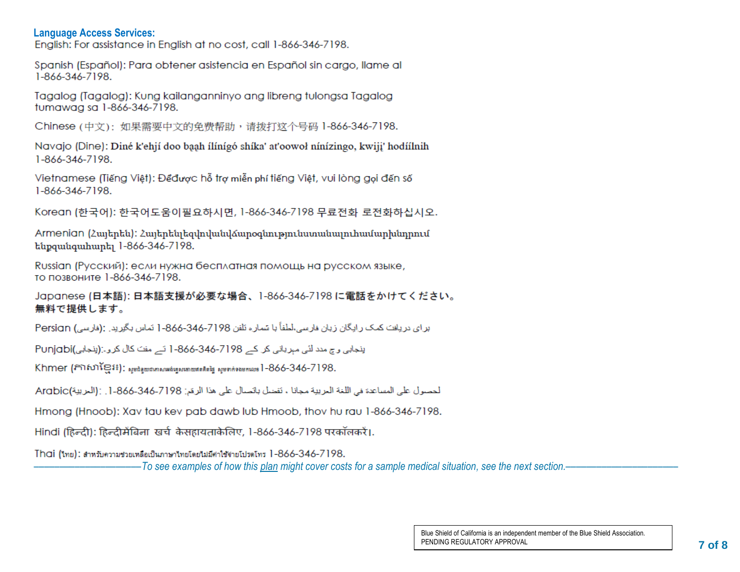## Language Access Services:

English: For assistance in English at no cost, call 1-866-346-7198.

Spanish (Español): Para obtener asistencia en Español sin cargo, llame al 1-866-346-7198.

Tagalog (Tagalog): Kung kailanganninyo ang libreng tulongsa Tagalog tumawag sa 1-866-346-7198.

Chinese (中文): 如果需要中文的免费帮助，请拨打这个号码 1-866-346-7198.

Navajo (Dine): Diné k'ehjí doo baah ílínígó shíka' at'oowoł nínízingo, kwiji' hodíílnih 1-866-346-7198.

Vietnamese (Tiếng Việt): Để được hỗ trợ miễn phí tiếng Việt, vui lòng gọi đến số 1-866-346-7198.

Korean (한국어): 한국어도움이필요하시면, 1-866-346-7198 무료전화 로전화하십시오.

Armenian (Հայերեն): Հայերենկեզվովանվճարօգնությունստանալուհամարխնդրում ենքզանգահարել 1-866-346-7198.

Russian (Русский): если нужна бесплатная помощь на русском языке, то позвоните 1-866-346-7198.

Japanese (日本語): 日本語支援が必要な場合、1-866-346-7198 に電話をかけてください。無料で提供します。

Persian (فارسی): برای دریافت کمک رایگان زبان فارسی،لطفاً با شماره تلفن 1-866-346-7198 تماس بگیرید.

Punjabi(پنجابی): پنجابی و چ مدد لئی مہربانی کر کے 1-866-346-7198 تے مفت کال کرو۔

Khmer (ភាសាខ្មែរ): សូមជំនួយជាភាសាខ្មែរដោយឥតគិតថ្លៃ សូមទាក់ទងមកលេខ 1-866-346-7198.

Arabic(العربية): لحصول على المساعدة في اللغة العربية مجانا ، تفضل باتصال على هذا الرقم: 1-866-346-7198.

Hmong (Hnoob): Xav tau kev pab dawb lub Hmoob, thov hu rau 1-866-346-7198.

Hindi (हिन्दी): हिन्दीमेंबिना खर्च केसहायताकेलिए, 1-866-346-7198 परकॉलकरें।

Thai (ไทย): สำหรับความช่วยเหลือเป็นภาษาไทยโดยไม่มีค่าใช้จ่ายโปรดโทร 1-866-346-7198.

*——————————To see examples of how this plan might cover costs for a sample medical situation, see the next section.——————————*

Blue Shield of California is an independent member of the Blue Shield Association.
PENDING REGULATORY APPROVAL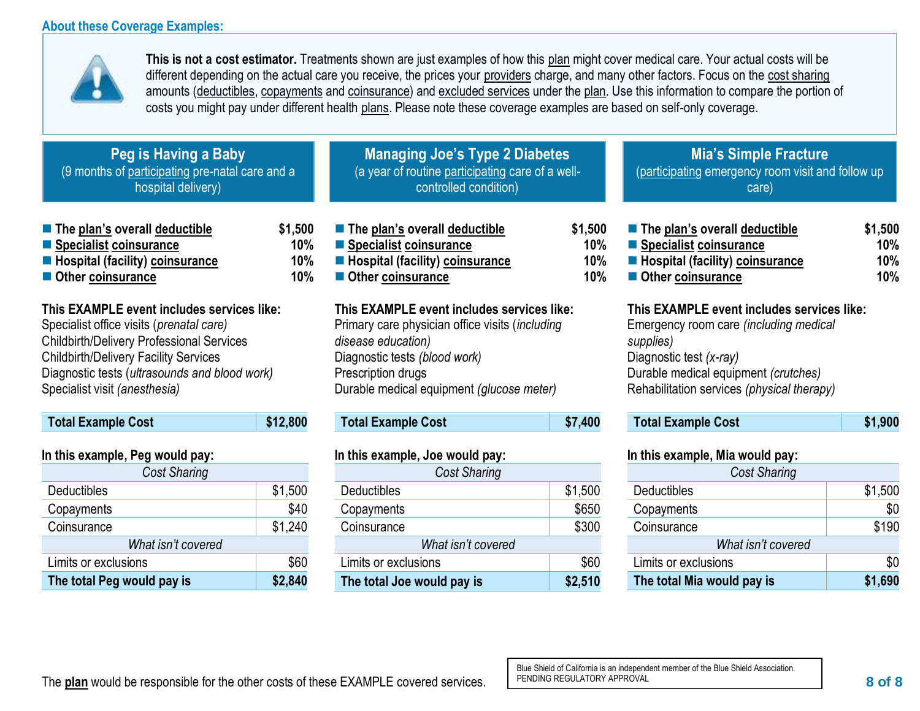## About these Coverage Examples:

**This is not a cost estimator.** Treatments shown are just examples of how this plan might cover medical care. Your actual costs will be different depending on the actual care you receive, the prices your providers charge, and many other factors. Focus on the cost sharing amounts (deductibles, copayments and coinsurance) and excluded services under the plan. Use this information to compare the portion of costs you might pay under different health plans. Please note these coverage examples are based on self-only coverage.

### Peg is Having a Baby

(9 months of participating pre-natal care and a hospital delivery)

- **The plan's overall deductible** — **$1,500**
- **Specialist coinsurance** — **10%**
- **Hospital (facility) coinsurance** — **10%**
- **Other coinsurance** — **10%**

**This EXAMPLE event includes services like:**

Specialist office visits (*prenatal care)*
Childbirth/Delivery Professional Services
Childbirth/Delivery Facility Services
Diagnostic tests (*ultrasounds and blood work)*
Specialist visit *(anesthesia)*

| **Total Example Cost** | **$12,800** |
|---|---|

**In this example, Peg would pay:**

| *Cost Sharing* | |
|---|---|
| Deductibles | $1,500 |
| Copayments | $40 |
| Coinsurance | $1,240 |
| *What isn't covered* | |
| Limits or exclusions | $60 |
| **The total Peg would pay is** | **$2,840** |

### Managing Joe's Type 2 Diabetes

(a year of routine participating care of a well-controlled condition)

- **The plan's overall deductible** — **$1,500**
- **Specialist coinsurance** — **10%**
- **Hospital (facility) coinsurance** — **10%**
- **Other coinsurance** — **10%**

**This EXAMPLE event includes services like:**

Primary care physician office visits (*including disease education)*
Diagnostic tests *(blood work)*
Prescription drugs
Durable medical equipment *(glucose meter)*

| **Total Example Cost** | **$7,400** |
|---|---|

**In this example, Joe would pay:**

| *Cost Sharing* | |
|---|---|
| Deductibles | $1,500 |
| Copayments | $650 |
| Coinsurance | $300 |
| *What isn't covered* | |
| Limits or exclusions | $60 |
| **The total Joe would pay is** | **$2,510** |

### Mia's Simple Fracture

(participating emergency room visit and follow up care)

- **The plan's overall deductible** — **$1,500**
- **Specialist coinsurance** — **10%**
- **Hospital (facility) coinsurance** — **10%**
- **Other coinsurance** — **10%**

**This EXAMPLE event includes services like:**

Emergency room care *(including medical supplies)*
Diagnostic test *(x-ray)*
Durable medical equipment *(crutches)*
Rehabilitation services *(physical therapy)*

| **Total Example Cost** | **$1,900** |
|---|---|

**In this example, Mia would pay:**

| *Cost Sharing* | |
|---|---|
| Deductibles | $1,500 |
| Copayments | $0 |
| Coinsurance | $190 |
| *What isn't covered* | |
| Limits or exclusions | $0 |
| **The total Mia would pay is** | **$1,690** |

The **plan** would be responsible for the other costs of these EXAMPLE covered services.

Blue Shield of California is an independent member of the Blue Shield Association.
PENDING REGULATORY APPROVAL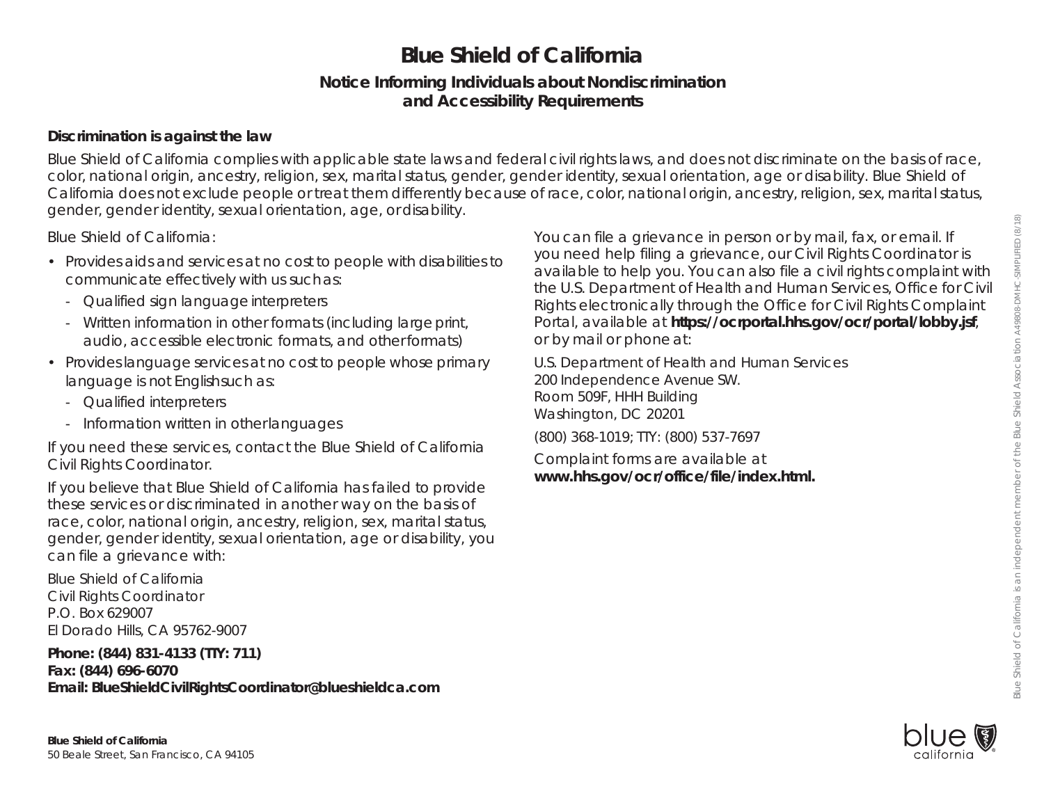# Blue Shield of California

## Notice Informing Individuals about Nondiscrimination and Accessibility Requirements

### Discrimination is against the law

Blue Shield of California complies with applicable state laws and federal civil rights laws, and does not discriminate on the basis of race, color, national origin, ancestry, religion, sex, marital status, gender, gender identity, sexual orientation, age or disability. Blue Shield of California does not exclude people or treat them differently because of race, color, national origin, ancestry, religion, sex, marital status, gender, gender identity, sexual orientation, age, or disability.

Blue Shield of California:

- Provides aids and services at no cost to people with disabilities to communicate effectively with us such as:
  - Qualified sign language interpreters
  - Written information in other formats (including large print, audio, accessible electronic formats, and other formats)
- Provides language services at no cost to people whose primary language is not English such as:
  - Qualified interpreters
  - Information written in other languages

If you need these services, contact the Blue Shield of California Civil Rights Coordinator.

If you believe that Blue Shield of California has failed to provide these services or discriminated in another way on the basis of race, color, national origin, ancestry, religion, sex, marital status, gender, gender identity, sexual orientation, age or disability, you can file a grievance with:

Blue Shield of California
Civil Rights Coordinator
P.O. Box 629007
El Dorado Hills, CA 95762-9007

**Phone: (844) 831-4133 (TTY: 711)**
**Fax: (844) 696-6070**
**Email: BlueShieldCivilRightsCoordinator@blueshieldca.com**

You can file a grievance in person or by mail, fax, or email. If you need help filing a grievance, our Civil Rights Coordinator is available to help you. You can also file a civil rights complaint with the U.S. Department of Health and Human Services, Office for Civil Rights electronically through the Office for Civil Rights Complaint Portal, available at **https://ocrportal.hhs.gov/ocr/portal/lobby.jsf**, or by mail or phone at:

U.S. Department of Health and Human Services
200 Independence Avenue SW.
Room 509F, HHH Building
Washington, DC 20201

(800) 368-1019; TTY: (800) 537-7697

Complaint forms are available at **www.hhs.gov/ocr/office/file/index.html.**

**Blue Shield of California**
50 Beale Street, San Francisco, CA 94105

Blue Shield of California is an independent member of the Blue Shield Association A49808-DMHC-SIMPLIFIED (8/18)